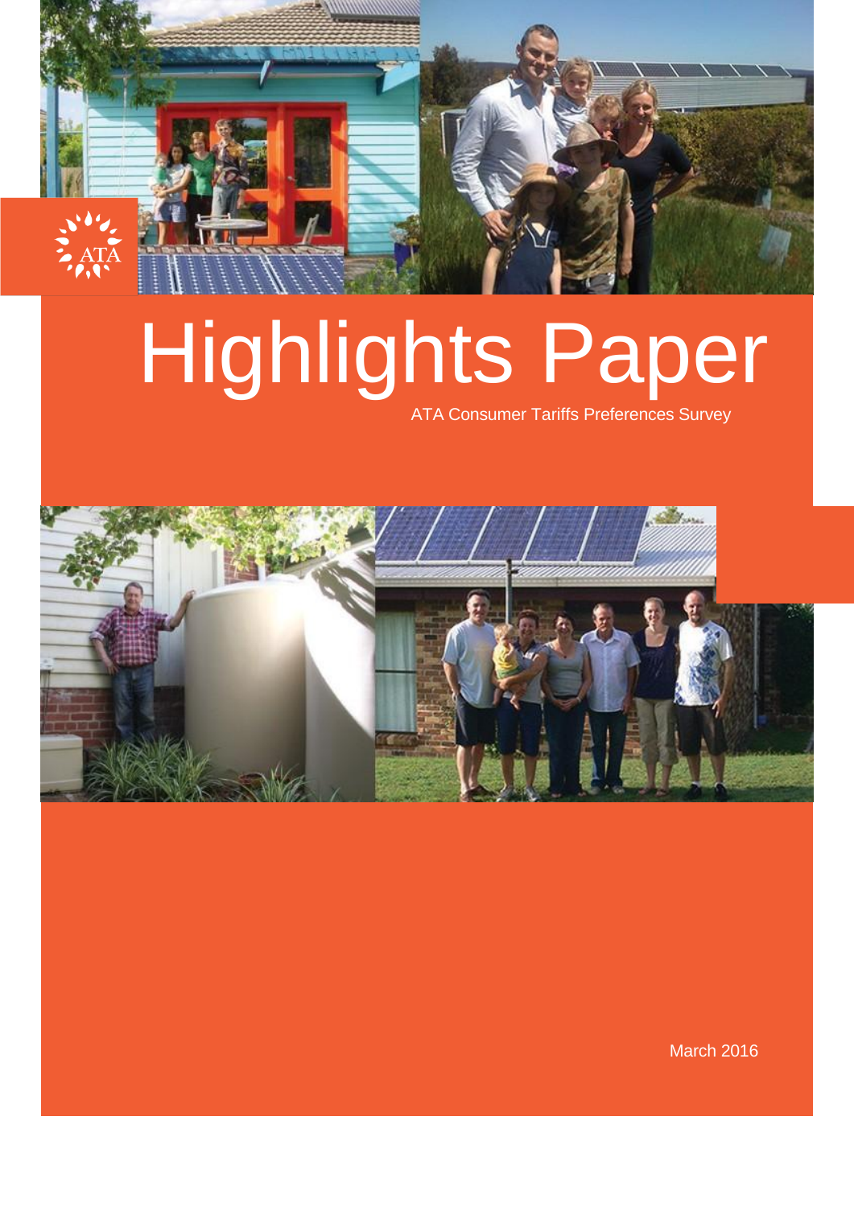ATA

# Highlights Paper

ATA Consumer Tariffs Preferences Survey

March 2016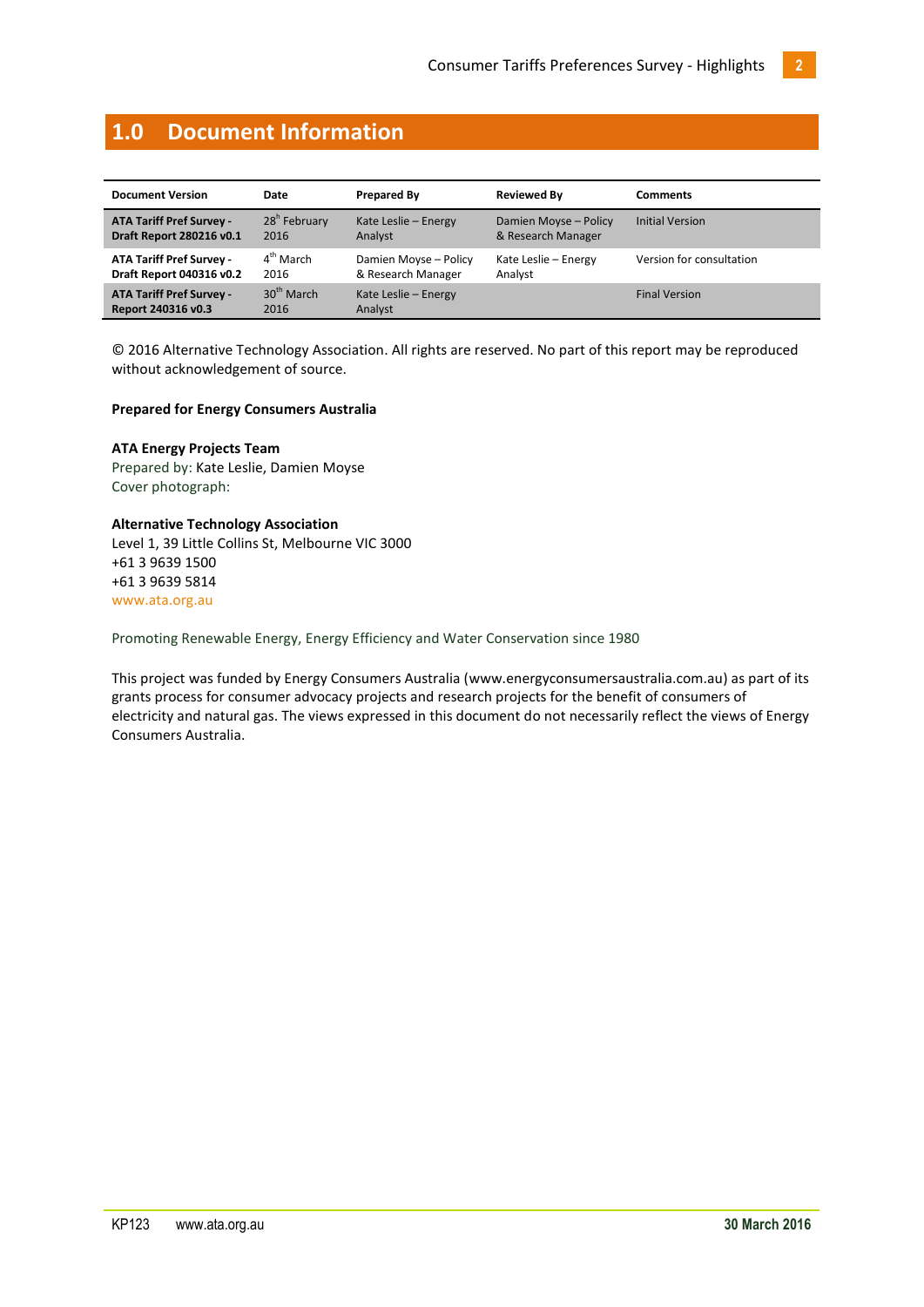# 1.0 Document Information

| Document Version | Date | Prepared By | Reviewed By | Comments |
|---|---|---|---|---|
| **ATA Tariff Pref Survey - Draft Report 280216 v0.1** | 28th February 2016 | Kate Leslie – Energy Analyst | Damien Moyse – Policy & Research Manager | Initial Version |
| **ATA Tariff Pref Survey - Draft Report 040316 v0.2** | 4th March 2016 | Damien Moyse – Policy & Research Manager | Kate Leslie – Energy Analyst | Version for consultation |
| **ATA Tariff Pref Survey - Report 240316 v0.3** | 30th March 2016 | Kate Leslie – Energy Analyst | | Final Version |

© 2016 Alternative Technology Association. All rights are reserved. No part of this report may be reproduced without acknowledgement of source.

**Prepared for Energy Consumers Australia**

**ATA Energy Projects Team**
Prepared by: Kate Leslie, Damien Moyse
Cover photograph:

**Alternative Technology Association**
Level 1, 39 Little Collins St, Melbourne VIC 3000
+61 3 9639 1500
+61 3 9639 5814
www.ata.org.au

Promoting Renewable Energy, Energy Efficiency and Water Conservation since 1980

This project was funded by Energy Consumers Australia (www.energyconsumersaustralia.com.au) as part of its grants process for consumer advocacy projects and research projects for the benefit of consumers of electricity and natural gas. The views expressed in this document do not necessarily reflect the views of Energy Consumers Australia.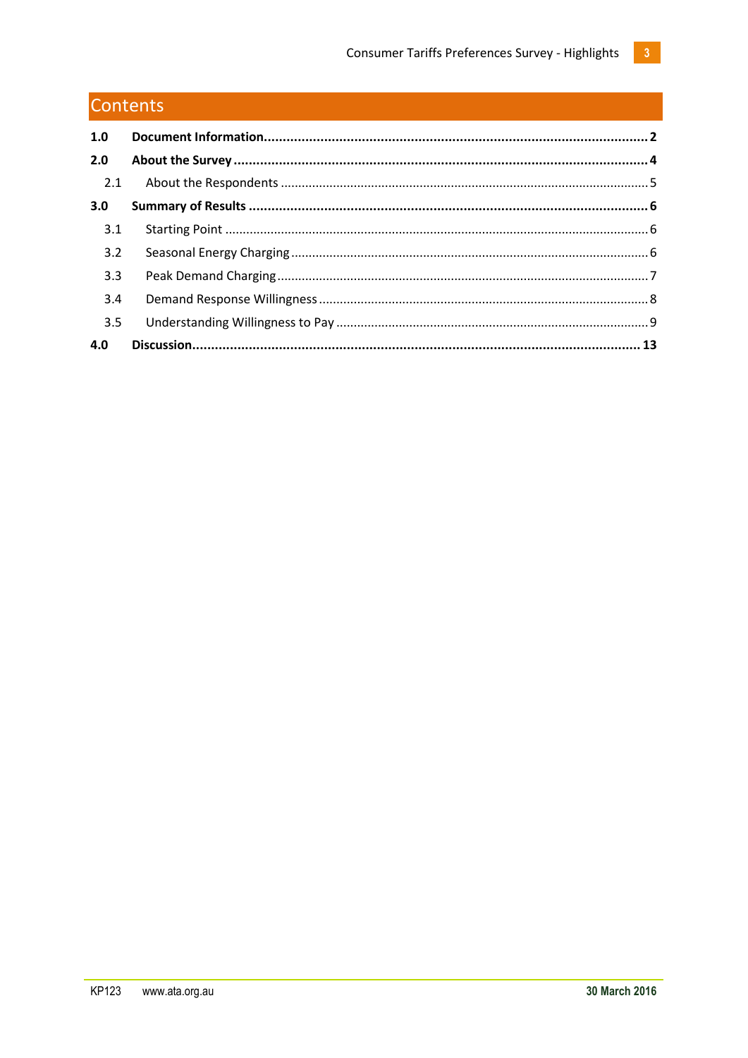# Contents

**1.0 Document Information .......... 2**

**2.0 About the Survey .......... 4**

2.1 About the Respondents .......... 5

**3.0 Summary of Results .......... 6**

3.1 Starting Point .......... 6

3.2 Seasonal Energy Charging .......... 6

3.3 Peak Demand Charging .......... 7

3.4 Demand Response Willingness .......... 8

3.5 Understanding Willingness to Pay .......... 9

**4.0 Discussion .......... 13**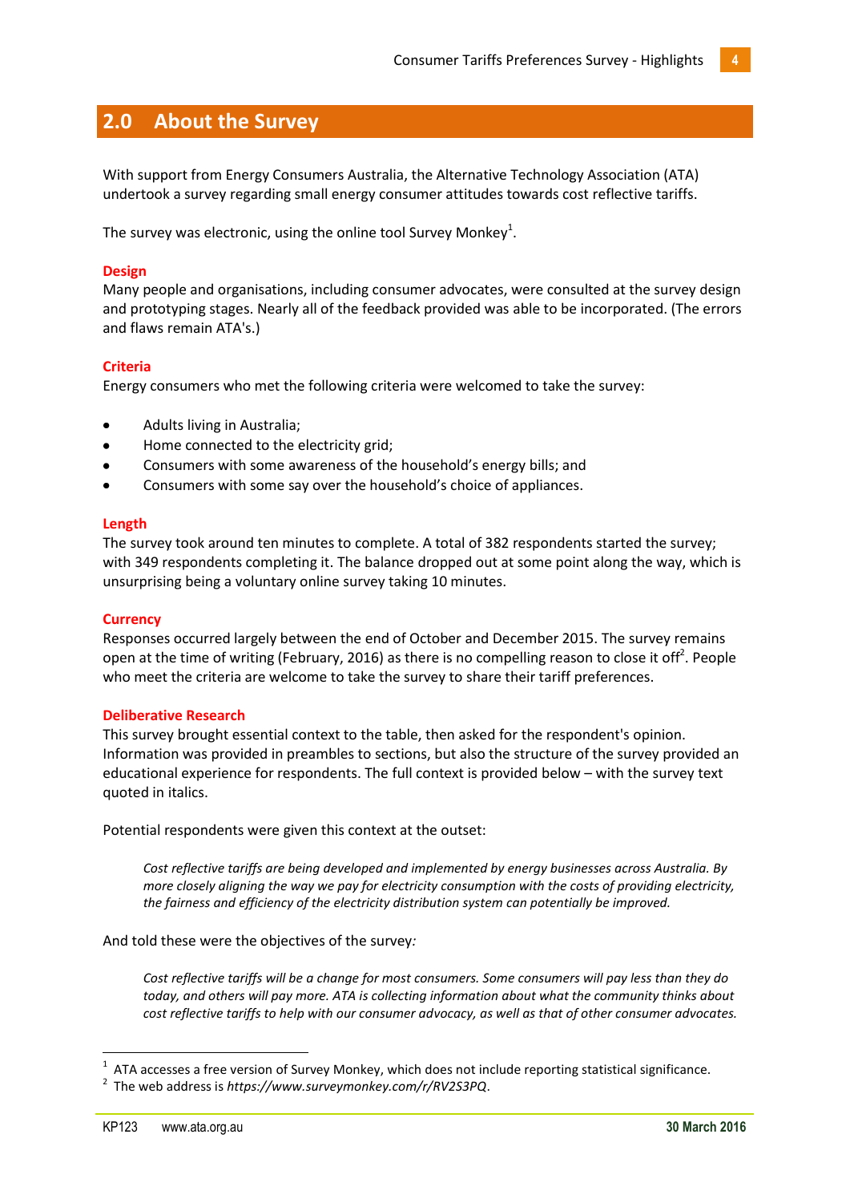## 2.0 About the Survey

With support from Energy Consumers Australia, the Alternative Technology Association (ATA) undertook a survey regarding small energy consumer attitudes towards cost reflective tariffs.

The survey was electronic, using the online tool Survey Monkey[1].

**Design**

Many people and organisations, including consumer advocates, were consulted at the survey design and prototyping stages. Nearly all of the feedback provided was able to be incorporated. (The errors and flaws remain ATA's.)

**Criteria**

Energy consumers who met the following criteria were welcomed to take the survey:

- Adults living in Australia;
- Home connected to the electricity grid;
- Consumers with some awareness of the household's energy bills; and
- Consumers with some say over the household's choice of appliances.

**Length**

The survey took around ten minutes to complete. A total of 382 respondents started the survey; with 349 respondents completing it. The balance dropped out at some point along the way, which is unsurprising being a voluntary online survey taking 10 minutes.

**Currency**

Responses occurred largely between the end of October and December 2015. The survey remains open at the time of writing (February, 2016) as there is no compelling reason to close it off[2]. People who meet the criteria are welcome to take the survey to share their tariff preferences.

**Deliberative Research**

This survey brought essential context to the table, then asked for the respondent's opinion. Information was provided in preambles to sections, but also the structure of the survey provided an educational experience for respondents. The full context is provided below – with the survey text quoted in italics.

Potential respondents were given this context at the outset:

> *Cost reflective tariffs are being developed and implemented by energy businesses across Australia. By more closely aligning the way we pay for electricity consumption with the costs of providing electricity, the fairness and efficiency of the electricity distribution system can potentially be improved.*

And told these were the objectives of the survey*:*

> *Cost reflective tariffs will be a change for most consumers. Some consumers will pay less than they do today, and others will pay more. ATA is collecting information about what the community thinks about cost reflective tariffs to help with our consumer advocacy, as well as that of other consumer advocates.*

---

[1] ATA accesses a free version of Survey Monkey, which does not include reporting statistical significance.

[2] The web address is *https://www.surveymonkey.com/r/RV2S3PQ*.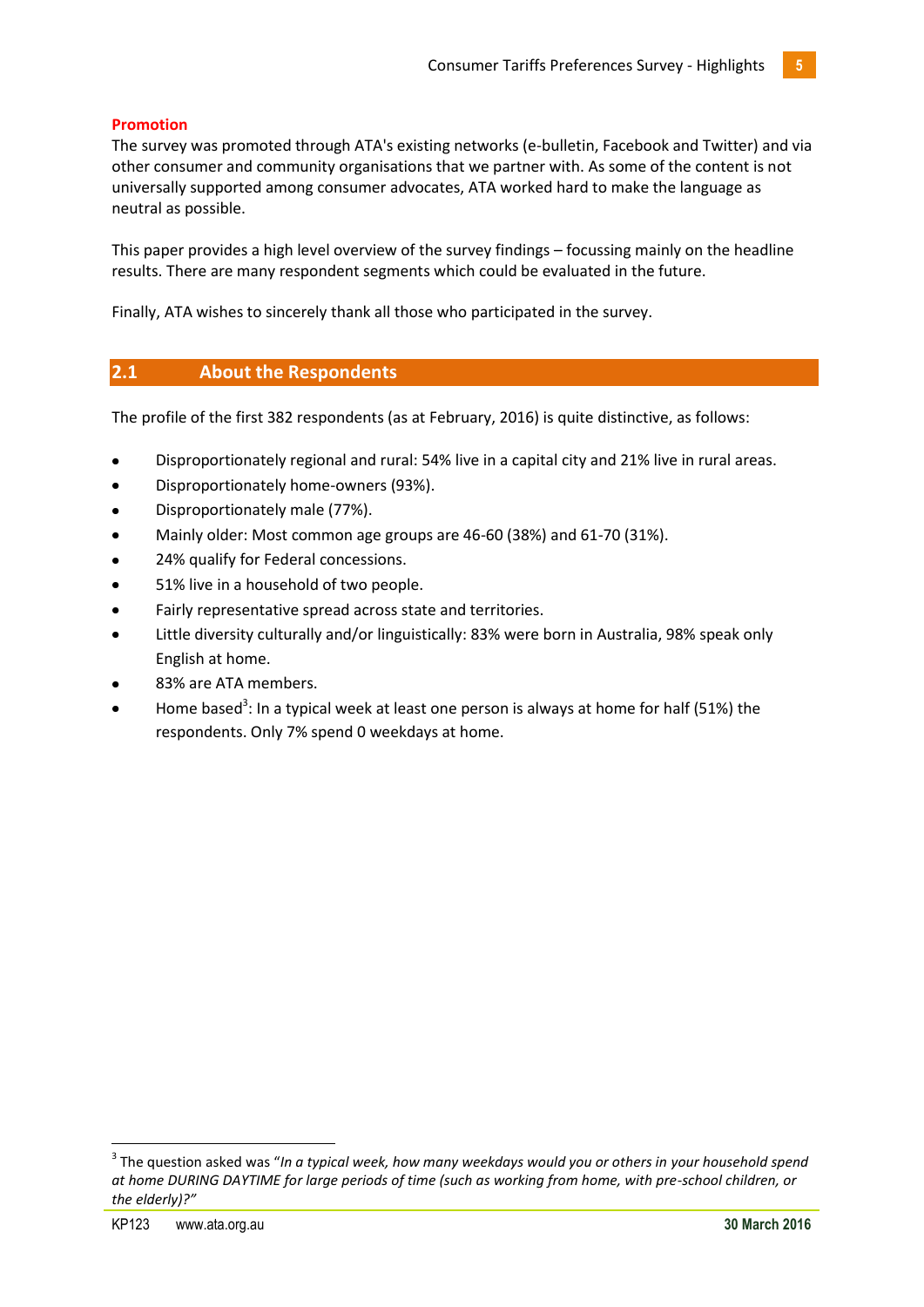**Promotion**

The survey was promoted through ATA's existing networks (e-bulletin, Facebook and Twitter) and via other consumer and community organisations that we partner with. As some of the content is not universally supported among consumer advocates, ATA worked hard to make the language as neutral as possible.

This paper provides a high level overview of the survey findings – focussing mainly on the headline results. There are many respondent segments which could be evaluated in the future.

Finally, ATA wishes to sincerely thank all those who participated in the survey.

## 2.1 About the Respondents

The profile of the first 382 respondents (as at February, 2016) is quite distinctive, as follows:

- Disproportionately regional and rural: 54% live in a capital city and 21% live in rural areas.
- Disproportionately home-owners (93%).
- Disproportionately male (77%).
- Mainly older: Most common age groups are 46-60 (38%) and 61-70 (31%).
- 24% qualify for Federal concessions.
- 51% live in a household of two people.
- Fairly representative spread across state and territories.
- Little diversity culturally and/or linguistically: 83% were born in Australia, 98% speak only English at home.
- 83% are ATA members.
- Home based[3]: In a typical week at least one person is always at home for half (51%) the respondents. Only 7% spend 0 weekdays at home.

---

[3] The question asked was "*In a typical week, how many weekdays would you or others in your household spend at home DURING DAYTIME for large periods of time (such as working from home, with pre-school children, or the elderly)?*"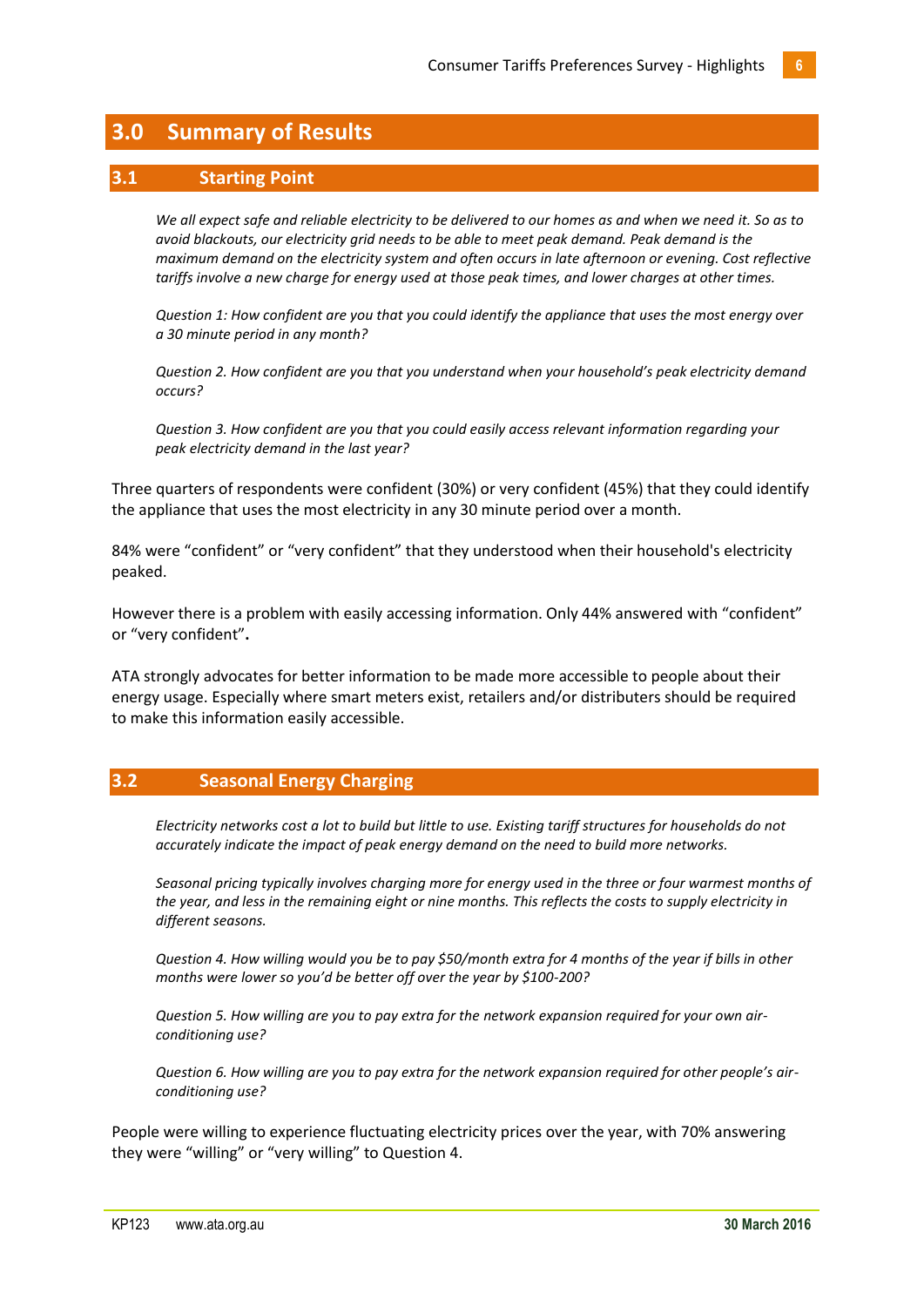## 3.0 Summary of Results

### 3.1 Starting Point

*We all expect safe and reliable electricity to be delivered to our homes as and when we need it. So as to avoid blackouts, our electricity grid needs to be able to meet peak demand. Peak demand is the maximum demand on the electricity system and often occurs in late afternoon or evening. Cost reflective tariffs involve a new charge for energy used at those peak times, and lower charges at other times.*

*Question 1: How confident are you that you could identify the appliance that uses the most energy over a 30 minute period in any month?*

*Question 2. How confident are you that you understand when your household's peak electricity demand occurs?*

*Question 3. How confident are you that you could easily access relevant information regarding your peak electricity demand in the last year?*

Three quarters of respondents were confident (30%) or very confident (45%) that they could identify the appliance that uses the most electricity in any 30 minute period over a month.

84% were "confident" or "very confident" that they understood when their household's electricity peaked.

However there is a problem with easily accessing information. Only 44% answered with "confident" or "very confident"**.**

ATA strongly advocates for better information to be made more accessible to people about their energy usage. Especially where smart meters exist, retailers and/or distributers should be required to make this information easily accessible.

### 3.2 Seasonal Energy Charging

*Electricity networks cost a lot to build but little to use. Existing tariff structures for households do not accurately indicate the impact of peak energy demand on the need to build more networks.*

*Seasonal pricing typically involves charging more for energy used in the three or four warmest months of the year, and less in the remaining eight or nine months. This reflects the costs to supply electricity in different seasons.*

*Question 4. How willing would you be to pay $50/month extra for 4 months of the year if bills in other months were lower so you'd be better off over the year by $100-200?*

*Question 5. How willing are you to pay extra for the network expansion required for your own air-conditioning use?*

*Question 6. How willing are you to pay extra for the network expansion required for other people's air-conditioning use?*

People were willing to experience fluctuating electricity prices over the year, with 70% answering they were "willing" or "very willing" to Question 4.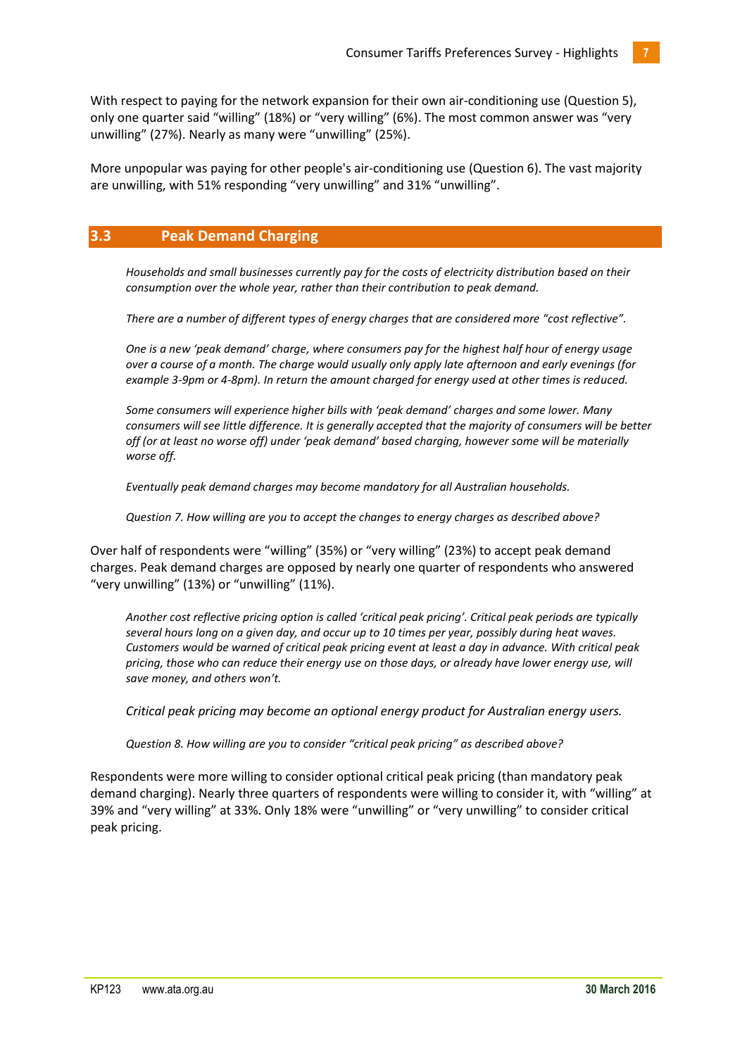With respect to paying for the network expansion for their own air-conditioning use (Question 5), only one quarter said “willing” (18%) or “very willing” (6%). The most common answer was “very unwilling” (27%). Nearly as many were “unwilling” (25%).

More unpopular was paying for other people's air-conditioning use (Question 6). The vast majority are unwilling, with 51% responding “very unwilling” and 31% “unwilling”.

## 3.3 Peak Demand Charging

*Households and small businesses currently pay for the costs of electricity distribution based on their consumption over the whole year, rather than their contribution to peak demand.*

*There are a number of different types of energy charges that are considered more “cost reflective”.*

*One is a new ‘peak demand’ charge, where consumers pay for the highest half hour of energy usage over a course of a month. The charge would usually only apply late afternoon and early evenings (for example 3-9pm or 4-8pm). In return the amount charged for energy used at other times is reduced.*

*Some consumers will experience higher bills with ‘peak demand’ charges and some lower. Many consumers will see little difference. It is generally accepted that the majority of consumers will be better off (or at least no worse off) under ‘peak demand’ based charging, however some will be materially worse off.*

*Eventually peak demand charges may become mandatory for all Australian households.*

*Question 7. How willing are you to accept the changes to energy charges as described above?*

Over half of respondents were “willing” (35%) or “very willing” (23%) to accept peak demand charges. Peak demand charges are opposed by nearly one quarter of respondents who answered “very unwilling” (13%) or “unwilling” (11%).

*Another cost reflective pricing option is called ‘critical peak pricing’. Critical peak periods are typically several hours long on a given day, and occur up to 10 times per year, possibly during heat waves. Customers would be warned of critical peak pricing event at least a day in advance. With critical peak pricing, those who can reduce their energy use on those days, or already have lower energy use, will save money, and others won’t.*

*Critical peak pricing may become an optional energy product for Australian energy users.*

*Question 8. How willing are you to consider “critical peak pricing” as described above?*

Respondents were more willing to consider optional critical peak pricing (than mandatory peak demand charging). Nearly three quarters of respondents were willing to consider it, with “willing” at 39% and “very willing” at 33%. Only 18% were “unwilling” or “very unwilling” to consider critical peak pricing.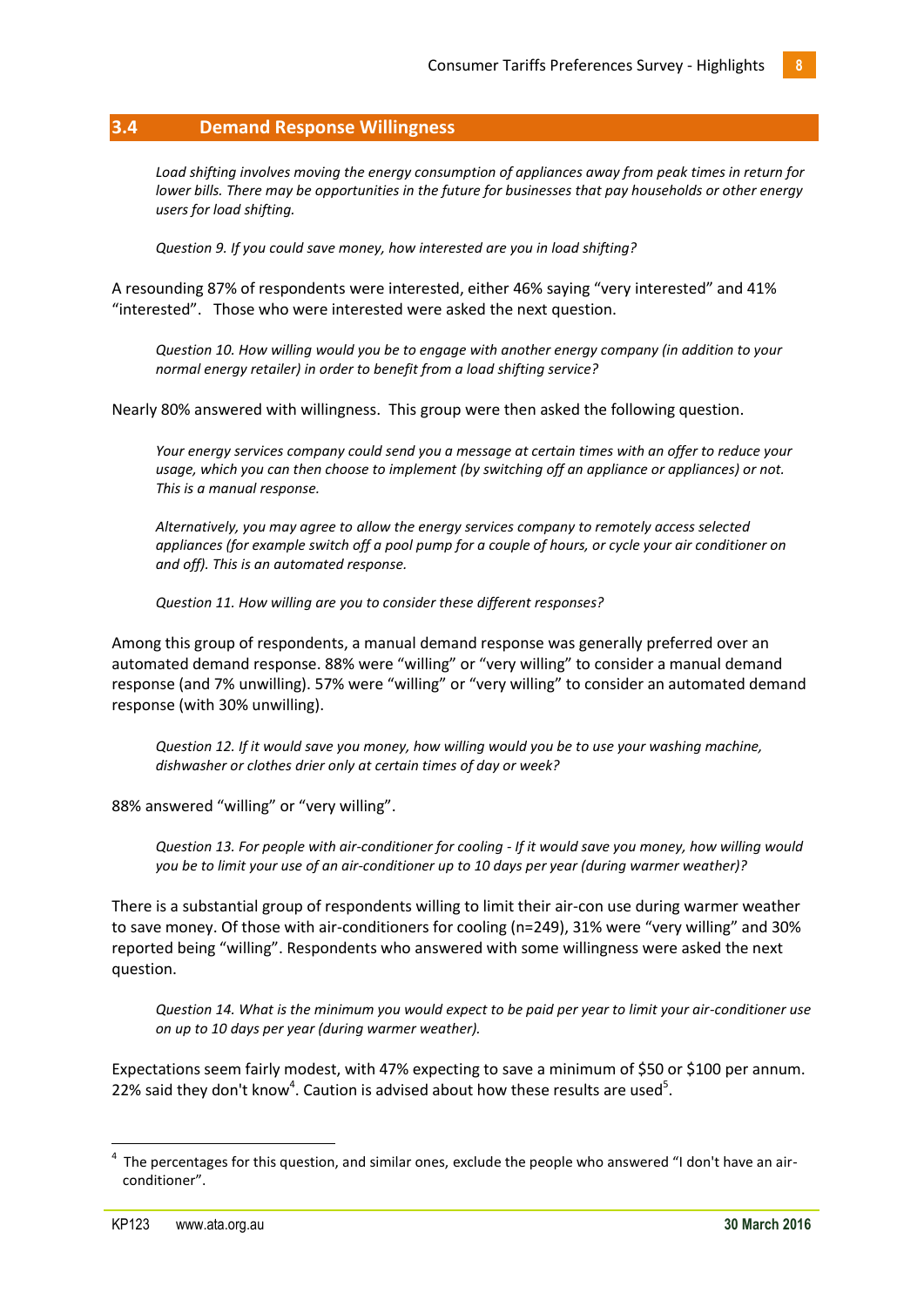## 3.4 Demand Response Willingness

*Load shifting involves moving the energy consumption of appliances away from peak times in return for lower bills. There may be opportunities in the future for businesses that pay households or other energy users for load shifting.*

*Question 9. If you could save money, how interested are you in load shifting?*

A resounding 87% of respondents were interested, either 46% saying "very interested" and 41% "interested". Those who were interested were asked the next question.

*Question 10. How willing would you be to engage with another energy company (in addition to your normal energy retailer) in order to benefit from a load shifting service?*

Nearly 80% answered with willingness. This group were then asked the following question.

*Your energy services company could send you a message at certain times with an offer to reduce your usage, which you can then choose to implement (by switching off an appliance or appliances) or not. This is a manual response.*

*Alternatively, you may agree to allow the energy services company to remotely access selected appliances (for example switch off a pool pump for a couple of hours, or cycle your air conditioner on and off). This is an automated response.*

*Question 11. How willing are you to consider these different responses?*

Among this group of respondents, a manual demand response was generally preferred over an automated demand response. 88% were "willing" or "very willing" to consider a manual demand response (and 7% unwilling). 57% were "willing" or "very willing" to consider an automated demand response (with 30% unwilling).

*Question 12. If it would save you money, how willing would you be to use your washing machine, dishwasher or clothes drier only at certain times of day or week?*

88% answered "willing" or "very willing".

*Question 13. For people with air-conditioner for cooling - If it would save you money, how willing would you be to limit your use of an air-conditioner up to 10 days per year (during warmer weather)?*

There is a substantial group of respondents willing to limit their air-con use during warmer weather to save money. Of those with air-conditioners for cooling (n=249), 31% were "very willing" and 30% reported being "willing". Respondents who answered with some willingness were asked the next question.

*Question 14. What is the minimum you would expect to be paid per year to limit your air-conditioner use on up to 10 days per year (during warmer weather).*

Expectations seem fairly modest, with 47% expecting to save a minimum of $50 or $100 per annum. 22% said they don't know[4]. Caution is advised about how these results are used[5].

---

[4] The percentages for this question, and similar ones, exclude the people who answered "I don't have an air-conditioner".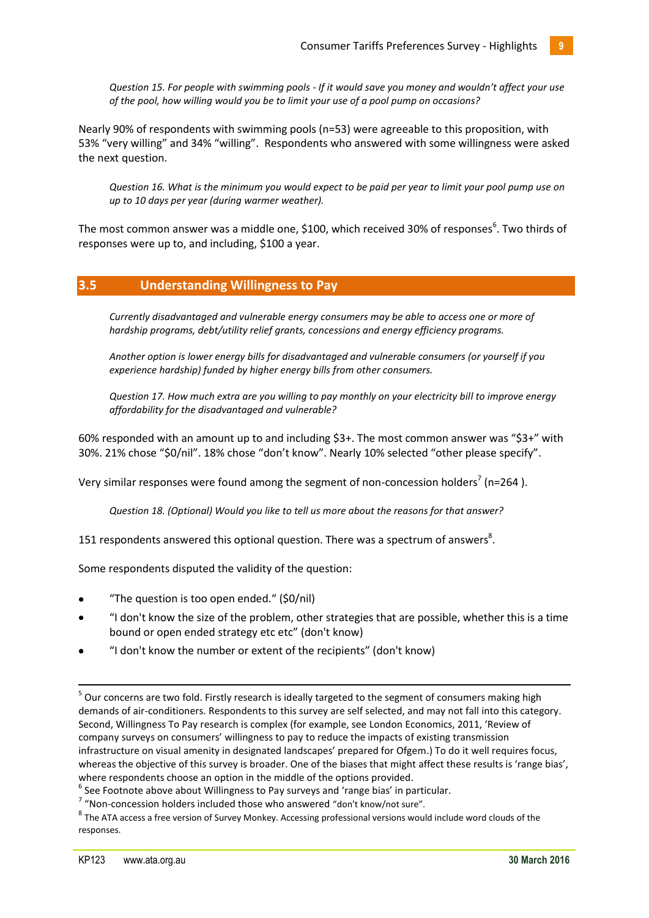*Question 15. For people with swimming pools - If it would save you money and wouldn't affect your use of the pool, how willing would you be to limit your use of a pool pump on occasions?*

Nearly 90% of respondents with swimming pools (n=53) were agreeable to this proposition, with 53% "very willing" and 34% "willing". Respondents who answered with some willingness were asked the next question.

*Question 16. What is the minimum you would expect to be paid per year to limit your pool pump use on up to 10 days per year (during warmer weather).*

The most common answer was a middle one, $100, which received 30% of responses[6]. Two thirds of responses were up to, and including, $100 a year.

## 3.5 Understanding Willingness to Pay

*Currently disadvantaged and vulnerable energy consumers may be able to access one or more of hardship programs, debt/utility relief grants, concessions and energy efficiency programs.*

*Another option is lower energy bills for disadvantaged and vulnerable consumers (or yourself if you experience hardship) funded by higher energy bills from other consumers.*

*Question 17. How much extra are you willing to pay monthly on your electricity bill to improve energy affordability for the disadvantaged and vulnerable?*

60% responded with an amount up to and including $3+. The most common answer was "$3+" with 30%. 21% chose "$0/nil". 18% chose "don't know". Nearly 10% selected "other please specify".

Very similar responses were found among the segment of non-concession holders[7] (n=264 ).

*Question 18. (Optional) Would you like to tell us more about the reasons for that answer?*

151 respondents answered this optional question. There was a spectrum of answers[8].

Some respondents disputed the validity of the question:

- "The question is too open ended." ($0/nil)
- "I don't know the size of the problem, other strategies that are possible, whether this is a time bound or open ended strategy etc etc" (don't know)
- "I don't know the number or extent of the recipients" (don't know)

---

[5] Our concerns are two fold. Firstly research is ideally targeted to the segment of consumers making high demands of air-conditioners. Respondents to this survey are self selected, and may not fall into this category. Second, Willingness To Pay research is complex (for example, see London Economics, 2011, 'Review of company surveys on consumers' willingness to pay to reduce the impacts of existing transmission infrastructure on visual amenity in designated landscapes' prepared for Ofgem.) To do it well requires focus, whereas the objective of this survey is broader. One of the biases that might affect these results is 'range bias', where respondents choose an option in the middle of the options provided.

[6] See Footnote above about Willingness to Pay surveys and 'range bias' in particular.

[7] "Non-concession holders included those who answered "don't know/not sure".

[8] The ATA access a free version of Survey Monkey. Accessing professional versions would include word clouds of the responses.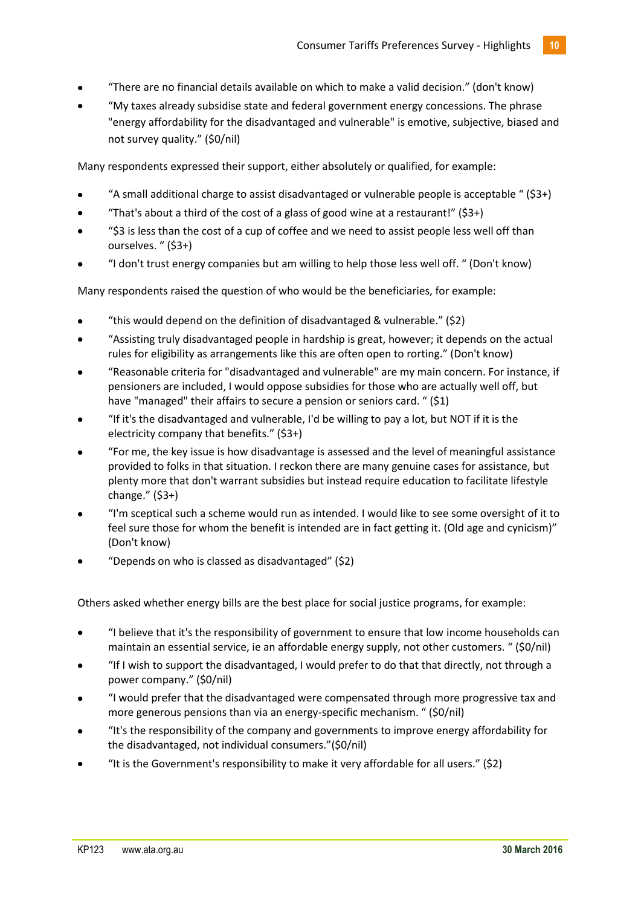- “There are no financial details available on which to make a valid decision.” (don't know)
- “My taxes already subsidise state and federal government energy concessions. The phrase "energy affordability for the disadvantaged and vulnerable" is emotive, subjective, biased and not survey quality.” ($0/nil)

Many respondents expressed their support, either absolutely or qualified, for example:

- “A small additional charge to assist disadvantaged or vulnerable people is acceptable “ ($3+)
- “That's about a third of the cost of a glass of good wine at a restaurant!” ($3+)
- “$3 is less than the cost of a cup of coffee and we need to assist people less well off than ourselves. “ ($3+)
- “I don't trust energy companies but am willing to help those less well off. “ (Don't know)

Many respondents raised the question of who would be the beneficiaries, for example:

- “this would depend on the definition of disadvantaged & vulnerable.” ($2)
- “Assisting truly disadvantaged people in hardship is great, however; it depends on the actual rules for eligibility as arrangements like this are often open to rorting.” (Don't know)
- “Reasonable criteria for "disadvantaged and vulnerable" are my main concern. For instance, if pensioners are included, I would oppose subsidies for those who are actually well off, but have "managed" their affairs to secure a pension or seniors card. “ ($1)
- “If it's the disadvantaged and vulnerable, I'd be willing to pay a lot, but NOT if it is the electricity company that benefits.” ($3+)
- “For me, the key issue is how disadvantage is assessed and the level of meaningful assistance provided to folks in that situation. I reckon there are many genuine cases for assistance, but plenty more that don't warrant subsidies but instead require education to facilitate lifestyle change.” ($3+)
- “I'm sceptical such a scheme would run as intended. I would like to see some oversight of it to feel sure those for whom the benefit is intended are in fact getting it. (Old age and cynicism)” (Don't know)
- “Depends on who is classed as disadvantaged” ($2)

Others asked whether energy bills are the best place for social justice programs, for example:

- “I believe that it's the responsibility of government to ensure that low income households can maintain an essential service, ie an affordable energy supply, not other customers. “ ($0/nil)
- “If I wish to support the disadvantaged, I would prefer to do that that directly, not through a power company.” ($0/nil)
- “I would prefer that the disadvantaged were compensated through more progressive tax and more generous pensions than via an energy-specific mechanism. “ ($0/nil)
- “It's the responsibility of the company and governments to improve energy affordability for the disadvantaged, not individual consumers.”($0/nil)
- “It is the Government's responsibility to make it very affordable for all users.” ($2)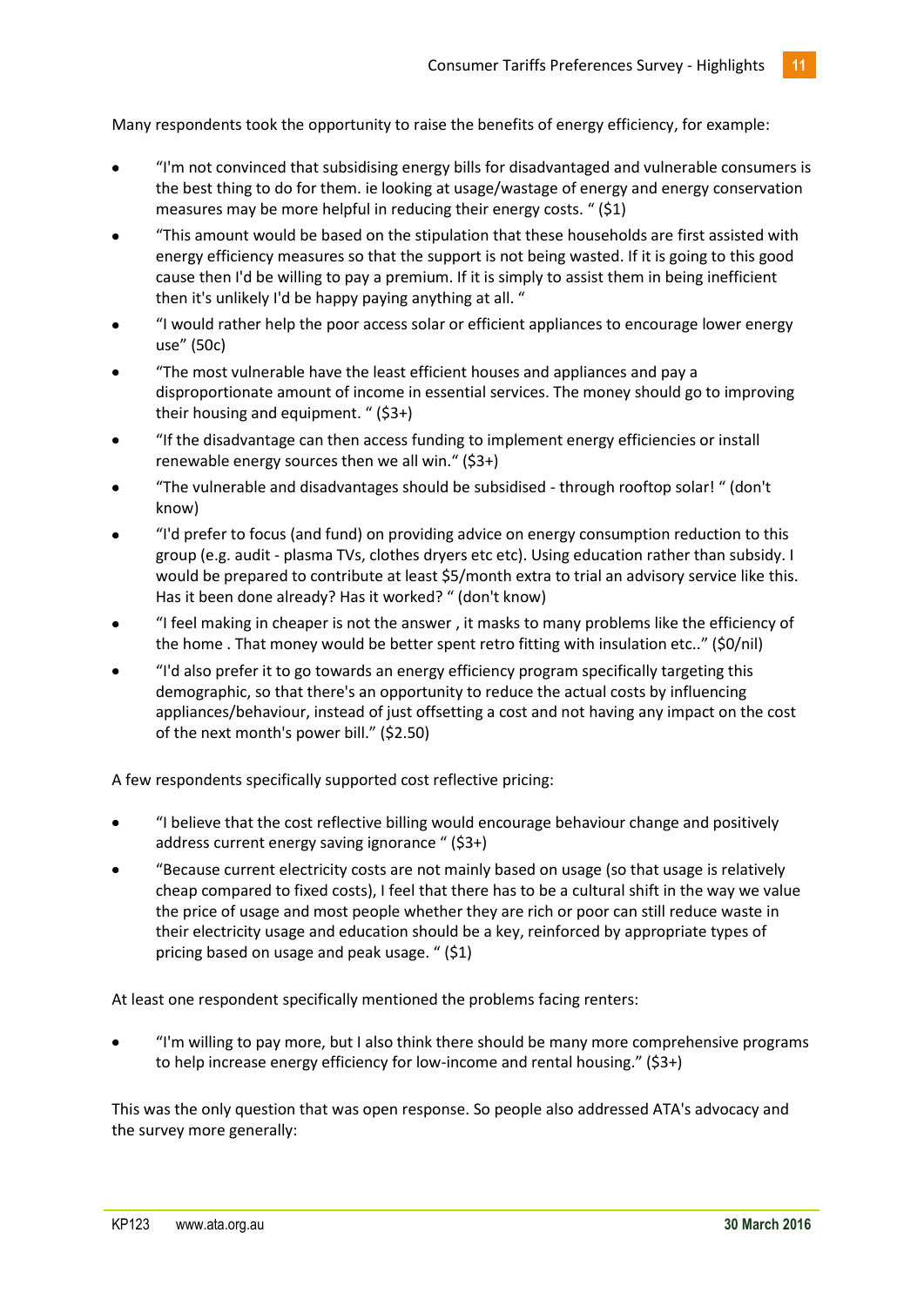Many respondents took the opportunity to raise the benefits of energy efficiency, for example:

- "I'm not convinced that subsidising energy bills for disadvantaged and vulnerable consumers is the best thing to do for them. ie looking at usage/wastage of energy and energy conservation measures may be more helpful in reducing their energy costs. " ($1)
- "This amount would be based on the stipulation that these households are first assisted with energy efficiency measures so that the support is not being wasted. If it is going to this good cause then I'd be willing to pay a premium. If it is simply to assist them in being inefficient then it's unlikely I'd be happy paying anything at all. "
- "I would rather help the poor access solar or efficient appliances to encourage lower energy use" (50c)
- "The most vulnerable have the least efficient houses and appliances and pay a disproportionate amount of income in essential services. The money should go to improving their housing and equipment. " ($3+)
- "If the disadvantage can then access funding to implement energy efficiencies or install renewable energy sources then we all win." ($3+)
- "The vulnerable and disadvantages should be subsidised - through rooftop solar! " (don't know)
- "I'd prefer to focus (and fund) on providing advice on energy consumption reduction to this group (e.g. audit - plasma TVs, clothes dryers etc etc). Using education rather than subsidy. I would be prepared to contribute at least $5/month extra to trial an advisory service like this. Has it been done already? Has it worked? " (don't know)
- "I feel making in cheaper is not the answer , it masks to many problems like the efficiency of the home . That money would be better spent retro fitting with insulation etc.." ($0/nil)
- "I'd also prefer it to go towards an energy efficiency program specifically targeting this demographic, so that there's an opportunity to reduce the actual costs by influencing appliances/behaviour, instead of just offsetting a cost and not having any impact on the cost of the next month's power bill." ($2.50)

A few respondents specifically supported cost reflective pricing:

- "I believe that the cost reflective billing would encourage behaviour change and positively address current energy saving ignorance " ($3+)
- "Because current electricity costs are not mainly based on usage (so that usage is relatively cheap compared to fixed costs), I feel that there has to be a cultural shift in the way we value the price of usage and most people whether they are rich or poor can still reduce waste in their electricity usage and education should be a key, reinforced by appropriate types of pricing based on usage and peak usage. " ($1)

At least one respondent specifically mentioned the problems facing renters:

- "I'm willing to pay more, but I also think there should be many more comprehensive programs to help increase energy efficiency for low-income and rental housing." ($3+)

This was the only question that was open response. So people also addressed ATA's advocacy and the survey more generally: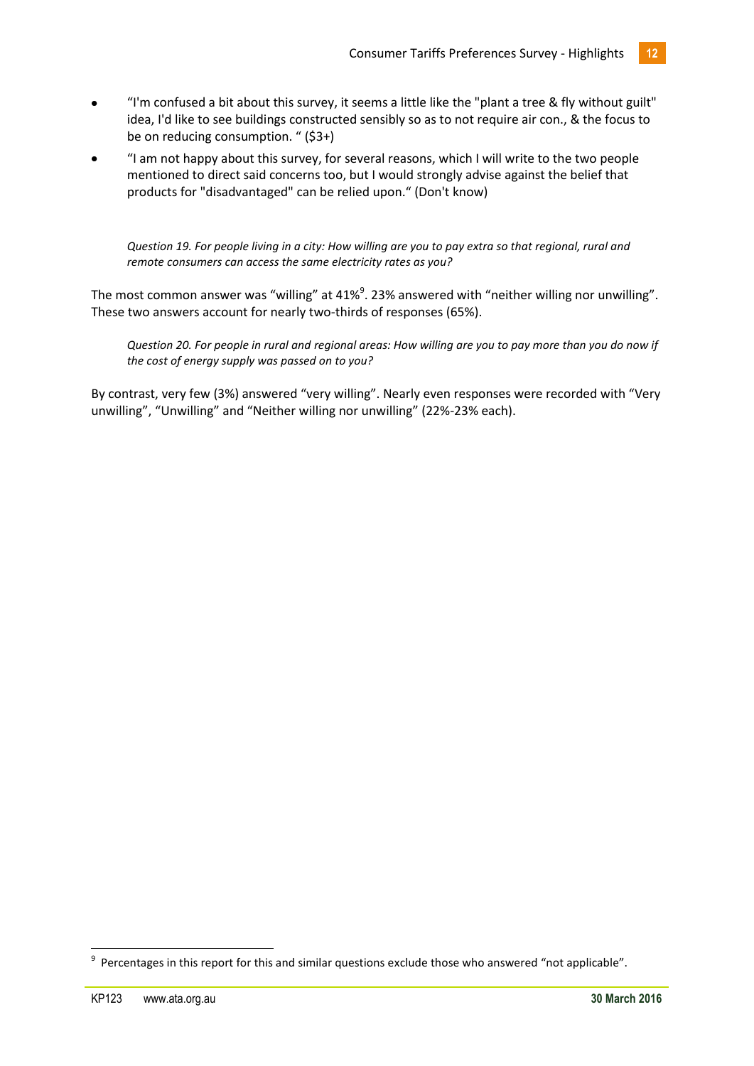- "I'm confused a bit about this survey, it seems a little like the "plant a tree & fly without guilt" idea, I'd like to see buildings constructed sensibly so as to not require air con., & the focus to be on reducing consumption. " ($3+)
- "I am not happy about this survey, for several reasons, which I will write to the two people mentioned to direct said concerns too, but I would strongly advise against the belief that products for "disadvantaged" can be relied upon." (Don't know)

*Question 19. For people living in a city: How willing are you to pay extra so that regional, rural and remote consumers can access the same electricity rates as you?*

The most common answer was "willing" at 41%[9]. 23% answered with "neither willing nor unwilling". These two answers account for nearly two-thirds of responses (65%).

*Question 20. For people in rural and regional areas: How willing are you to pay more than you do now if the cost of energy supply was passed on to you?*

By contrast, very few (3%) answered "very willing". Nearly even responses were recorded with "Very unwilling", "Unwilling" and "Neither willing nor unwilling" (22%-23% each).

[9] Percentages in this report for this and similar questions exclude those who answered "not applicable".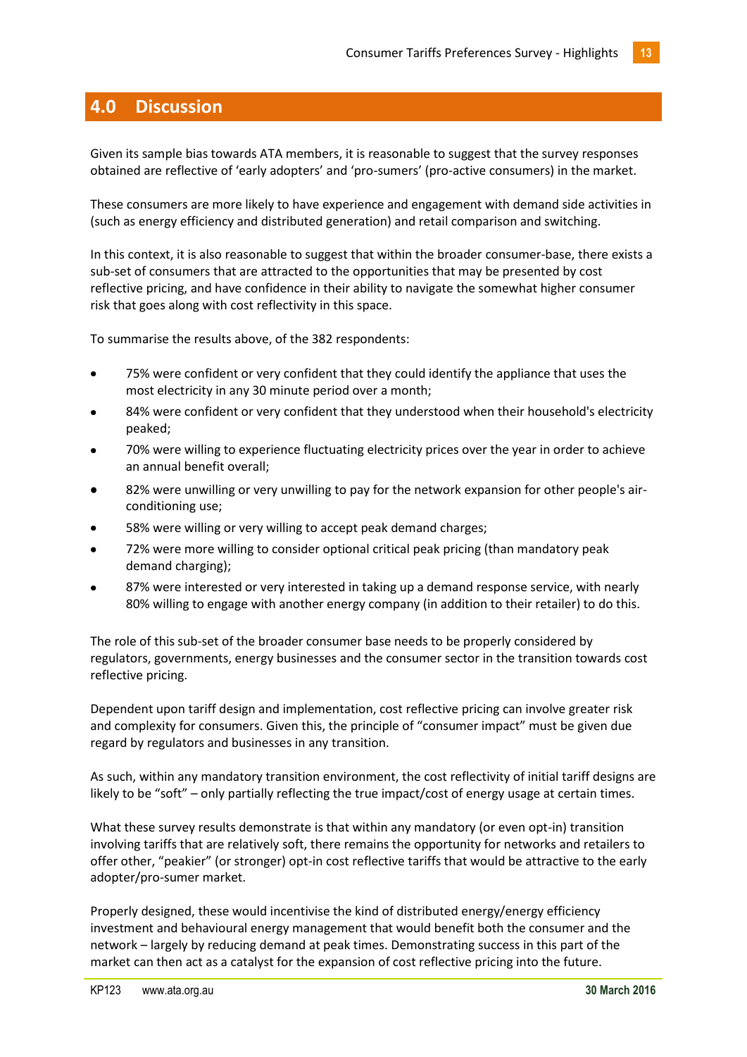# 4.0 Discussion

Given its sample bias towards ATA members, it is reasonable to suggest that the survey responses obtained are reflective of 'early adopters' and 'pro-sumers' (pro-active consumers) in the market.

These consumers are more likely to have experience and engagement with demand side activities in (such as energy efficiency and distributed generation) and retail comparison and switching.

In this context, it is also reasonable to suggest that within the broader consumer-base, there exists a sub-set of consumers that are attracted to the opportunities that may be presented by cost reflective pricing, and have confidence in their ability to navigate the somewhat higher consumer risk that goes along with cost reflectivity in this space.

To summarise the results above, of the 382 respondents:

- 75% were confident or very confident that they could identify the appliance that uses the most electricity in any 30 minute period over a month;
- 84% were confident or very confident that they understood when their household's electricity peaked;
- 70% were willing to experience fluctuating electricity prices over the year in order to achieve an annual benefit overall;
- 82% were unwilling or very unwilling to pay for the network expansion for other people's air-conditioning use;
- 58% were willing or very willing to accept peak demand charges;
- 72% were more willing to consider optional critical peak pricing (than mandatory peak demand charging);
- 87% were interested or very interested in taking up a demand response service, with nearly 80% willing to engage with another energy company (in addition to their retailer) to do this.

The role of this sub-set of the broader consumer base needs to be properly considered by regulators, governments, energy businesses and the consumer sector in the transition towards cost reflective pricing.

Dependent upon tariff design and implementation, cost reflective pricing can involve greater risk and complexity for consumers. Given this, the principle of "consumer impact" must be given due regard by regulators and businesses in any transition.

As such, within any mandatory transition environment, the cost reflectivity of initial tariff designs are likely to be "soft" – only partially reflecting the true impact/cost of energy usage at certain times.

What these survey results demonstrate is that within any mandatory (or even opt-in) transition involving tariffs that are relatively soft, there remains the opportunity for networks and retailers to offer other, "peakier" (or stronger) opt-in cost reflective tariffs that would be attractive to the early adopter/pro-sumer market.

Properly designed, these would incentivise the kind of distributed energy/energy efficiency investment and behavioural energy management that would benefit both the consumer and the network – largely by reducing demand at peak times. Demonstrating success in this part of the market can then act as a catalyst for the expansion of cost reflective pricing into the future.